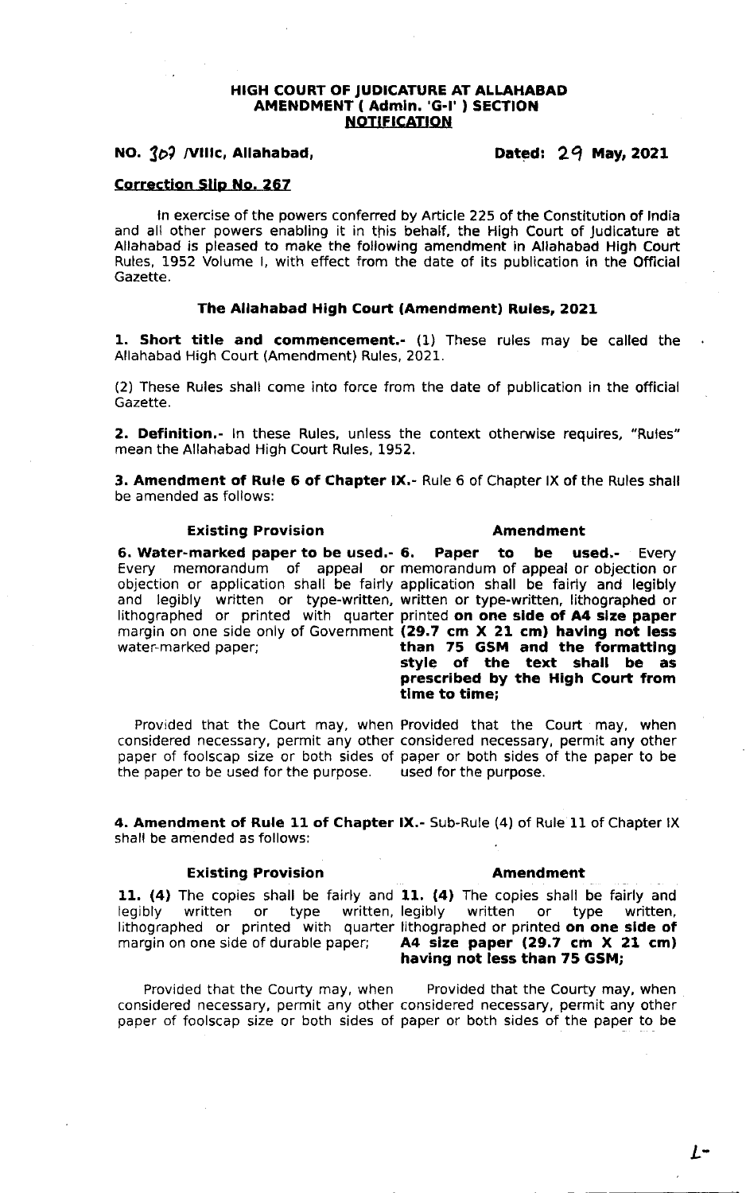**HIGH COURT OF JUDICATURE AT ALLAHABAD**
**AMENDMENT ( Admin. 'G-I' ) SECTION**
**NOTIFICATION**

**NO. 309 /VIIIc, Allahabad,** **Dated: 29 May, 2021**

**Correction Slip No. 267**

In exercise of the powers conferred by Article 225 of the Constitution of India and all other powers enabling it in this behalf, the High Court of Judicature at Allahabad is pleased to make the following amendment in Allahabad High Court Rules, 1952 Volume I, with effect from the date of its publication in the Official Gazette.

### The Allahabad High Court (Amendment) Rules, 2021

**1. Short title and commencement.-** (1) These rules may be called the Allahabad High Court (Amendment) Rules, 2021.

(2) These Rules shall come into force from the date of publication in the official Gazette.

**2. Definition.-** In these Rules, unless the context otherwise requires, "Rules" mean the Allahabad High Court Rules, 1952.

**3. Amendment of Rule 6 of Chapter IX.-** Rule 6 of Chapter IX of the Rules shall be amended as follows:

| Existing Provision | Amendment |
|---|---|
| **6. Water-marked paper to be used.-** Every memorandum of appeal or objection or application shall be fairly and legibly written or type-written, lithographed or printed with quarter margin on one side only of Government water-marked paper; | **6. Paper to be used.-** Every memorandum of appeal or objection or application shall be fairly and legibly written or type-written, lithographed or printed **on one side of A4 size paper (29.7 cm X 21 cm) having not less than 75 GSM and the formatting style of the text shall be as prescribed by the High Court from time to time;** |
| Provided that the Court may, when considered necessary, permit any other paper of foolscap size or both sides of the paper to be used for the purpose. | Provided that the Court may, when considered necessary, permit any other paper or both sides of the paper to be used for the purpose. |

**4. Amendment of Rule 11 of Chapter IX.-** Sub-Rule (4) of Rule 11 of Chapter IX shall be amended as follows:

| Existing Provision | Amendment |
|---|---|
| **11. (4)** The copies shall be fairly and legibly written or type written, lithographed or printed with quarter margin on one side of durable paper; | **11. (4)** The copies shall be fairly and legibly written or type written, lithographed or printed **on one side of A4 size paper (29.7 cm X 21 cm) having not less than 75 GSM;** |
| Provided that the Courty may, when considered necessary, permit any other paper of foolscap size or both sides of | Provided that the Courty may, when considered necessary, permit any other paper or both sides of the paper to be |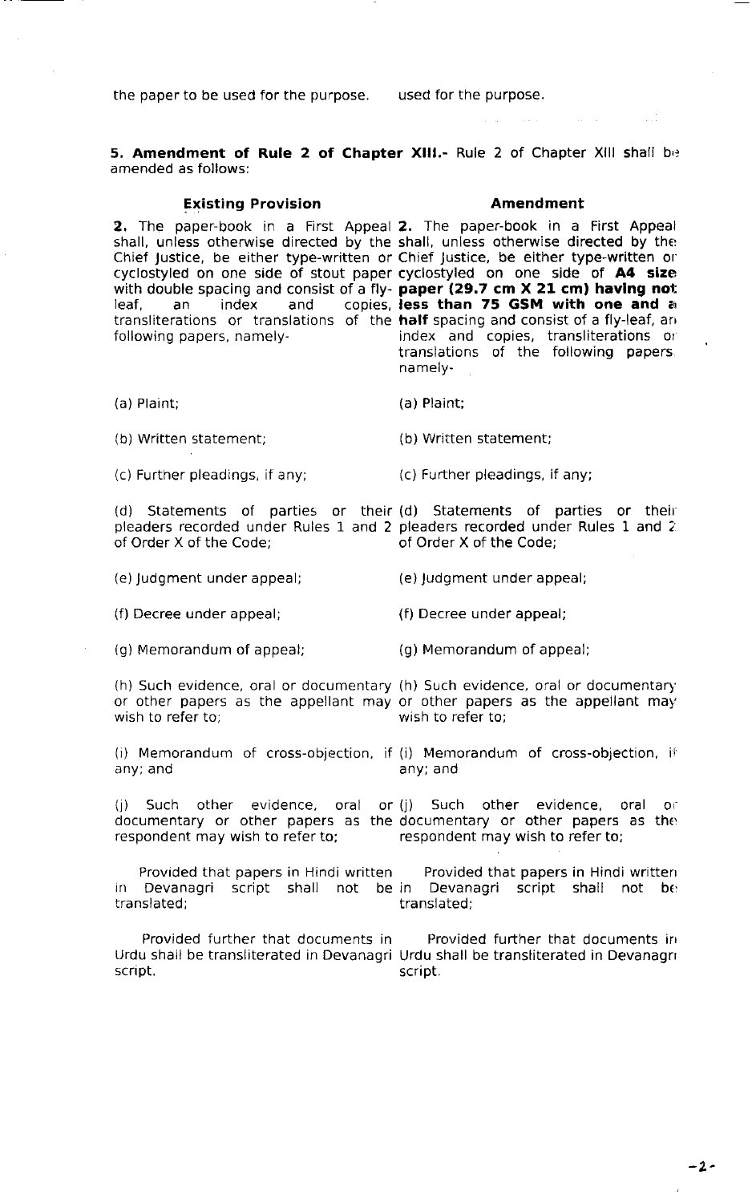| | |
|---|---|
| the paper to be used for the purpose. | used for the purpose. |

**5. Amendment of Rule 2 of Chapter XIII.-** Rule 2 of Chapter XIII shall be amended as follows:

| **Existing Provision** | **Amendment** |
|---|---|
| **2.** The paper-book in a First Appeal shall, unless otherwise directed by the Chief Justice, be either type-written or cyclostyled on one side of stout paper with double spacing and consist of a fly-leaf, an index and copies, transliterations or translations of the following papers, namely- | **2.** The paper-book in a First Appeal shall, unless otherwise directed by the Chief Justice, be either type-written or cyclostyled on one side of **A4 size paper (29.7 cm X 21 cm) having not less than 75 GSM with one and a half** spacing and consist of a fly-leaf, an index and copies, transliterations or translations of the following papers namely- |
| (a) Plaint; | (a) Plaint; |
| (b) Written statement; | (b) Written statement; |
| (c) Further pleadings, if any; | (c) Further pleadings, if any; |
| (d) Statements of parties or their pleaders recorded under Rules 1 and 2 of Order X of the Code; | (d) Statements of parties or their pleaders recorded under Rules 1 and 2 of Order X of the Code; |
| (e) Judgment under appeal; | (e) Judgment under appeal; |
| (f) Decree under appeal; | (f) Decree under appeal; |
| (g) Memorandum of appeal; | (g) Memorandum of appeal; |
| (h) Such evidence, oral or documentary or other papers as the appellant may wish to refer to; | (h) Such evidence, oral or documentary or other papers as the appellant may wish to refer to; |
| (i) Memorandum of cross-objection, if any; and | (i) Memorandum of cross-objection, if any; and |
| (j) Such other evidence, oral or documentary or other papers as the respondent may wish to refer to; | (j) Such other evidence, oral or documentary or other papers as the respondent may wish to refer to; |
| Provided that papers in Hindi written in Devanagri script shall not be translated; | Provided that papers in Hindi written in Devanagri script shall not be translated; |
| Provided further that documents in Urdu shall be transliterated in Devanagri script. | Provided further that documents in Urdu shall be transliterated in Devanagri script. |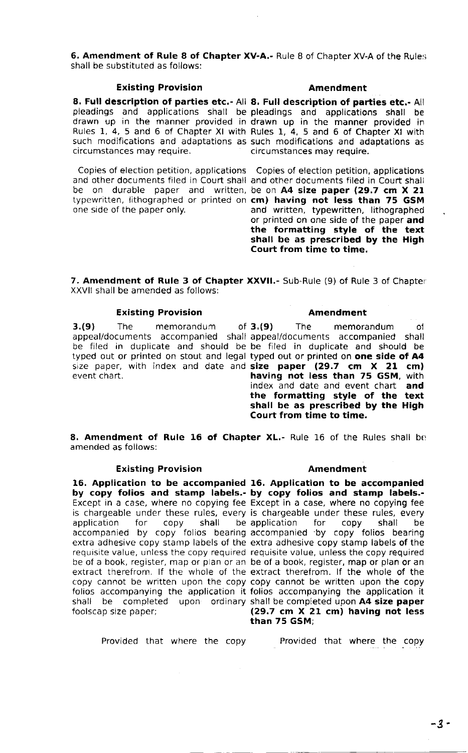**6. Amendment of Rule 8 of Chapter XV-A.-** Rule 8 of Chapter XV-A of the Rules shall be substituted as follows:

| Existing Provision | Amendment |
|---|---|
| **8. Full description of parties etc.-** All pleadings and applications shall be drawn up in the manner provided in Rules 1, 4, 5 and 6 of Chapter XI with such modifications and adaptations as circumstances may require. | **8. Full description of parties etc.-** All pleadings and applications shall be drawn up in the manner provided in Rules 1, 4, 5 and 6 of Chapter XI with such modifications and adaptations as circumstances may require. |
| Copies of election petition, applications and other documents filed in Court shall be on durable paper and written, typewritten, lithographed or printed on one side of the paper only. | Copies of election petition, applications and other documents filed in Court shall be on **A4 size paper (29.7 cm X 21 cm) having not less than 75 GSM** and written, typewritten, lithographed or printed on one side of the paper **and the formatting style of the text shall be as prescribed by the High Court from time to time.** |

**7. Amendment of Rule 3 of Chapter XXVII.-** Sub-Rule (9) of Rule 3 of Chapter XXVII shall be amended as follows:

| Existing Provision | Amendment |
|---|---|
| **3.(9)** The memorandum of appeal/documents accompanied shall be filed in duplicate and should be typed out or printed on stout and legal size paper, with index and date and event chart. | **3.(9)** The memorandum of appeal/documents accompanied shall be filed in duplicate and should be typed out or printed on **one side of A4 size paper (29.7 cm X 21 cm) having not less than 75 GSM**, with index and date and event chart **and the formatting style of the text shall be as prescribed by the High Court from time to time.** |

**8. Amendment of Rule 16 of Chapter XL.-** Rule 16 of the Rules shall be amended as follows:

| Existing Provision | Amendment |
|---|---|
| **16. Application to be accompanied by copy folios and stamp labels.-** Except in a case, where no copying fee is chargeable under these rules, every application for copy shall be accompanied by copy folios bearing extra adhesive copy stamp labels of the requisite value, unless the copy required be of a book, register, map or plan or an extract therefrom. If the whole of the copy cannot be written upon the copy folios accompanying the application it shall be completed upon ordinary foolscap size paper; | **16. Application to be accompanied by copy folios and stamp labels.-** Except in a case, where no copying fee is chargeable under these rules, every application for copy shall be accompanied by copy folios bearing extra adhesive copy stamp labels of the requisite value, unless the copy required be of a book, register, map or plan or an extract therefrom. If the whole of the copy cannot be written upon the copy folios accompanying the application it shall be completed upon **A4 size paper (29.7 cm X 21 cm) having not less than 75 GSM**; |
| Provided that where the copy | Provided that where the copy |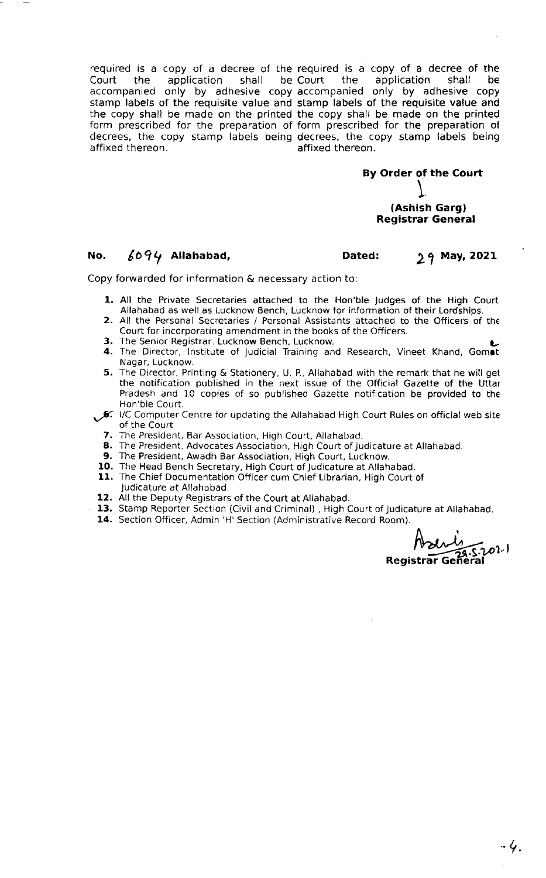| | |
|---|---|
| required is a copy of a decree of the Court the application shall be accompanied only by adhesive copy stamp labels of the requisite value and the copy shall be made on the printed form prescribed for the preparation of decrees, the copy stamp labels being affixed thereon. | required is a copy of a decree of the Court the application shall be accompanied only by adhesive copy stamp labels of the requisite value and the copy shall be made on the printed form prescribed for the preparation of decrees, the copy stamp labels being affixed thereon. |

**By Order of the Court**

**(Ashish Garg)**
**Registrar General**

**No.** 6094 **Allahabad,** **Dated:** 29 **May, 2021**

Copy forwarded for information & necessary action to:

1. All the Private Secretaries attached to the Hon'ble Judges of the High Court Allahabad as well as Lucknow Bench, Lucknow for information of their Lordships.
2. All the Personal Secretaries / Personal Assistants attached to the Officers of the Court for incorporating amendment in the books of the Officers.
3. The Senior Registrar, Lucknow Bench, Lucknow.
4. The Director, Institute of Judicial Training and Research, Vineet Khand, Gomti Nagar, Lucknow.
5. The Director, Printing & Stationery, U. P., Allahabad with the remark that he will get the notification published in the next issue of the Official Gazette of the Uttar Pradesh and 10 copies of so published Gazette notification be provided to the Hon'ble Court.
6. I/C Computer Centre for updating the Allahabad High Court Rules on official web site of the Court
7. The President, Bar Association, High Court, Allahabad.
8. The President, Advocates Association, High Court of Judicature at Allahabad.
9. The President, Awadh Bar Association, High Court, Lucknow.
10. The Head Bench Secretary, High Court of Judicature at Allahabad.
11. The Chief Documentation Officer cum Chief Librarian, High Court of Judicature at Allahabad.
12. All the Deputy Registrars of the Court at Allahabad.
13. Stamp Reporter Section (Civil and Criminal) , High Court of Judicature at Allahabad.
14. Section Officer, Admin 'H' Section (Administrative Record Room).

29.5.2021
**Registrar General**